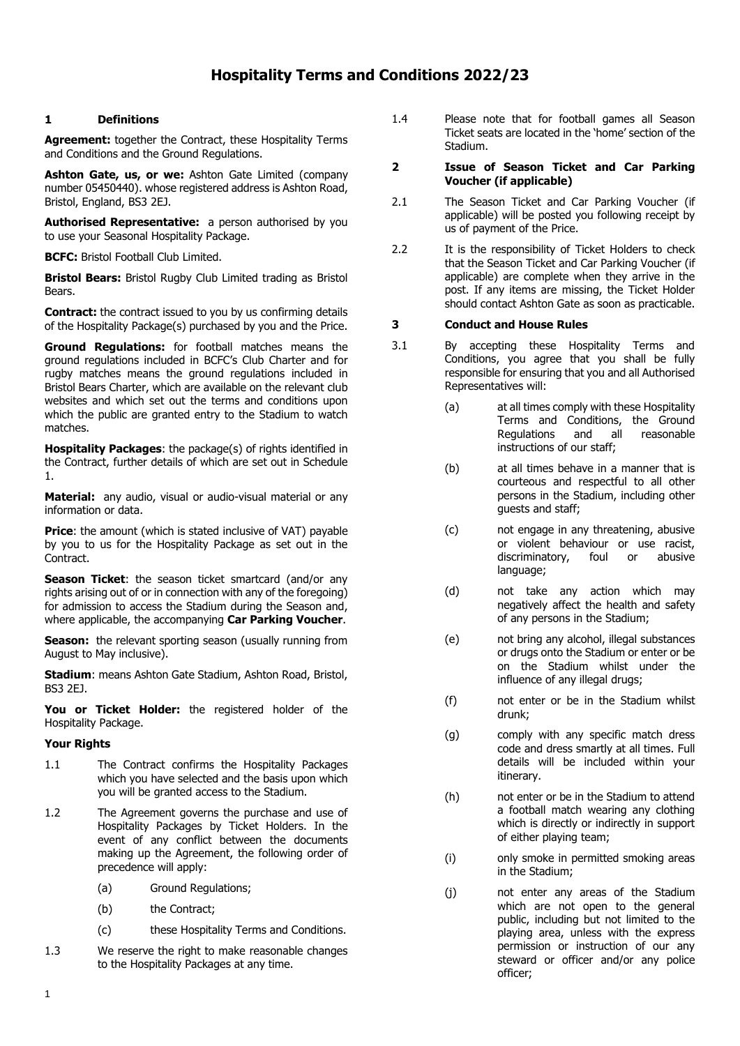# Hospitality Terms and Conditions 2022/23

## 1 Definitions

**Agreement:** together the Contract, these Hospitality Terms and Conditions and the Ground Regulations.

**Ashton Gate, us, or we:** Ashton Gate Limited (company number 05450440). whose registered address is Ashton Road, Bristol, England, BS3 2EJ.

**Authorised Representative:** a person authorised by you to use your Seasonal Hospitality Package.

**BCFC:** Bristol Football Club Limited.

**Bristol Bears:** Bristol Rugby Club Limited trading as Bristol Bears.

**Contract:** the contract issued to you by us confirming details of the Hospitality Package(s) purchased by you and the Price.

**Ground Regulations:** for football matches means the ground regulations included in BCFC's Club Charter and for rugby matches means the ground regulations included in Bristol Bears Charter, which are available on the relevant club websites and which set out the terms and conditions upon which the public are granted entry to the Stadium to watch matches.

**Hospitality Packages**: the package(s) of rights identified in the Contract, further details of which are set out in Schedule 1.

**Material:** any audio, visual or audio-visual material or any information or data.

**Price**: the amount (which is stated inclusive of VAT) payable by you to us for the Hospitality Package as set out in the Contract.

**Season Ticket**: the season ticket smartcard (and/or any rights arising out of or in connection with any of the foregoing) for admission to access the Stadium during the Season and, where applicable, the accompanying **Car Parking Voucher**.

**Season:** the relevant sporting season (usually running from August to May inclusive).

**Stadium**: means Ashton Gate Stadium, Ashton Road, Bristol, BS3 2EJ.

**You or Ticket Holder:** the registered holder of the Hospitality Package.

### Your Rights

1.1 The Contract confirms the Hospitality Packages which you have selected and the basis upon which you will be granted access to the Stadium.

1.2 The Agreement governs the purchase and use of Hospitality Packages by Ticket Holders. In the event of any conflict between the documents making up the Agreement, the following order of precedence will apply:

(a) Ground Regulations;

(b) the Contract;

(c) these Hospitality Terms and Conditions.

1.3 We reserve the right to make reasonable changes to the Hospitality Packages at any time.

1.4 Please note that for football games all Season Ticket seats are located in the 'home' section of the Stadium.

## 2 Issue of Season Ticket and Car Parking Voucher (if applicable)

2.1 The Season Ticket and Car Parking Voucher (if applicable) will be posted you following receipt by us of payment of the Price.

2.2 It is the responsibility of Ticket Holders to check that the Season Ticket and Car Parking Voucher (if applicable) are complete when they arrive in the post. If any items are missing, the Ticket Holder should contact Ashton Gate as soon as practicable.

## 3 Conduct and House Rules

3.1 By accepting these Hospitality Terms and Conditions, you agree that you shall be fully responsible for ensuring that you and all Authorised Representatives will:

(a) at all times comply with these Hospitality Terms and Conditions, the Ground Regulations and all reasonable instructions of our staff;

(b) at all times behave in a manner that is courteous and respectful to all other persons in the Stadium, including other guests and staff;

(c) not engage in any threatening, abusive or violent behaviour or use racist, discriminatory, foul or abusive language;

(d) not take any action which may negatively affect the health and safety of any persons in the Stadium;

(e) not bring any alcohol, illegal substances or drugs onto the Stadium or enter or be on the Stadium whilst under the influence of any illegal drugs;

(f) not enter or be in the Stadium whilst drunk;

(g) comply with any specific match dress code and dress smartly at all times. Full details will be included within your itinerary.

(h) not enter or be in the Stadium to attend a football match wearing any clothing which is directly or indirectly in support of either playing team;

(i) only smoke in permitted smoking areas in the Stadium;

(j) not enter any areas of the Stadium which are not open to the general public, including but not limited to the playing area, unless with the express permission or instruction of our any steward or officer and/or any police officer;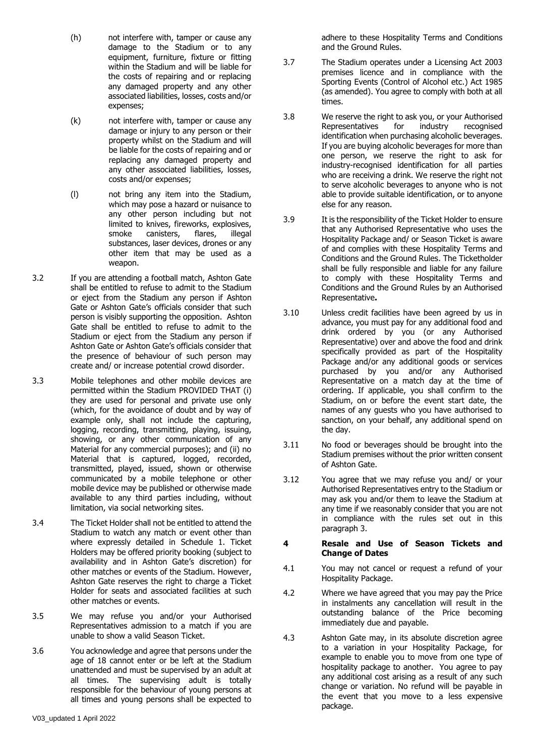(h) not interfere with, tamper or cause any damage to the Stadium or to any equipment, furniture, fixture or fitting within the Stadium and will be liable for the costs of repairing and or replacing any damaged property and any other associated liabilities, losses, costs and/or expenses;

(k) not interfere with, tamper or cause any damage or injury to any person or their property whilst on the Stadium and will be liable for the costs of repairing and or replacing any damaged property and any other associated liabilities, losses, costs and/or expenses;

(l) not bring any item into the Stadium, which may pose a hazard or nuisance to any other person including but not limited to knives, fireworks, explosives, smoke canisters, flares, illegal substances, laser devices, drones or any other item that may be used as a weapon.

3.2 If you are attending a football match, Ashton Gate shall be entitled to refuse to admit to the Stadium or eject from the Stadium any person if Ashton Gate or Ashton Gate's officials consider that such person is visibly supporting the opposition. Ashton Gate shall be entitled to refuse to admit to the Stadium or eject from the Stadium any person if Ashton Gate or Ashton Gate's officials consider that the presence of behaviour of such person may create and/ or increase potential crowd disorder.

3.3 Mobile telephones and other mobile devices are permitted within the Stadium PROVIDED THAT (i) they are used for personal and private use only (which, for the avoidance of doubt and by way of example only, shall not include the capturing, logging, recording, transmitting, playing, issuing, showing, or any other communication of any Material for any commercial purposes); and (ii) no Material that is captured, logged, recorded, transmitted, played, issued, shown or otherwise communicated by a mobile telephone or other mobile device may be published or otherwise made available to any third parties including, without limitation, via social networking sites.

3.4 The Ticket Holder shall not be entitled to attend the Stadium to watch any match or event other than where expressly detailed in Schedule 1. Ticket Holders may be offered priority booking (subject to availability and in Ashton Gate's discretion) for other matches or events of the Stadium. However, Ashton Gate reserves the right to charge a Ticket Holder for seats and associated facilities at such other matches or events.

3.5 We may refuse you and/or your Authorised Representatives admission to a match if you are unable to show a valid Season Ticket.

3.6 You acknowledge and agree that persons under the age of 18 cannot enter or be left at the Stadium unattended and must be supervised by an adult at all times. The supervising adult is totally responsible for the behaviour of young persons at all times and young persons shall be expected to adhere to these Hospitality Terms and Conditions and the Ground Rules.

3.7 The Stadium operates under a Licensing Act 2003 premises licence and in compliance with the Sporting Events (Control of Alcohol etc.) Act 1985 (as amended). You agree to comply with both at all times.

3.8 We reserve the right to ask you, or your Authorised Representatives for industry recognised identification when purchasing alcoholic beverages. If you are buying alcoholic beverages for more than one person, we reserve the right to ask for industry-recognised identification for all parties who are receiving a drink. We reserve the right not to serve alcoholic beverages to anyone who is not able to provide suitable identification, or to anyone else for any reason.

3.9 It is the responsibility of the Ticket Holder to ensure that any Authorised Representative who uses the Hospitality Package and/ or Season Ticket is aware of and complies with these Hospitality Terms and Conditions and the Ground Rules. The Ticketholder shall be fully responsible and liable for any failure to comply with these Hospitality Terms and Conditions and the Ground Rules by an Authorised Representative**.**

3.10 Unless credit facilities have been agreed by us in advance, you must pay for any additional food and drink ordered by you (or any Authorised Representative) over and above the food and drink specifically provided as part of the Hospitality Package and/or any additional goods or services purchased by you and/or any Authorised Representative on a match day at the time of ordering. If applicable, you shall confirm to the Stadium, on or before the event start date, the names of any guests who you have authorised to sanction, on your behalf, any additional spend on the day.

3.11 No food or beverages should be brought into the Stadium premises without the prior written consent of Ashton Gate.

3.12 You agree that we may refuse you and/ or your Authorised Representatives entry to the Stadium or may ask you and/or them to leave the Stadium at any time if we reasonably consider that you are not in compliance with the rules set out in this paragraph 3.

## 4 Resale and Use of Season Tickets and Change of Dates

4.1 You may not cancel or request a refund of your Hospitality Package.

4.2 Where we have agreed that you may pay the Price in instalments any cancellation will result in the outstanding balance of the Price becoming immediately due and payable.

4.3 Ashton Gate may, in its absolute discretion agree to a variation in your Hospitality Package, for example to enable you to move from one type of hospitality package to another. You agree to pay any additional cost arising as a result of any such change or variation. No refund will be payable in the event that you move to a less expensive package.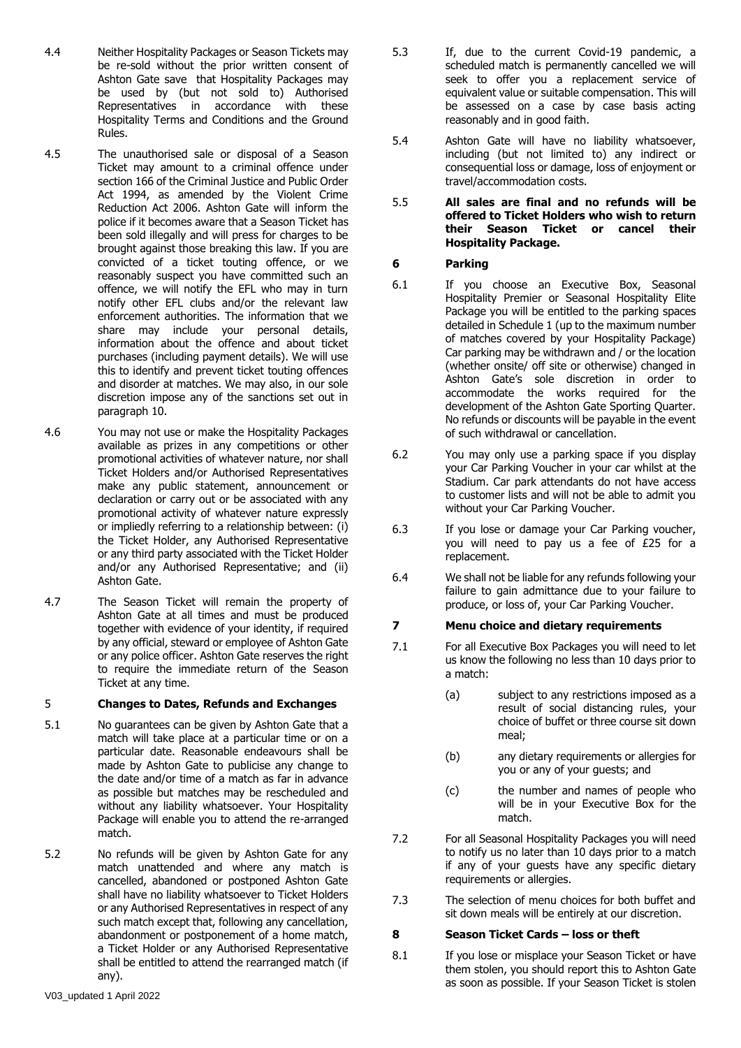4.4 Neither Hospitality Packages or Season Tickets may be re-sold without the prior written consent of Ashton Gate save that Hospitality Packages may be used by (but not sold to) Authorised Representatives in accordance with these Hospitality Terms and Conditions and the Ground Rules.

4.5 The unauthorised sale or disposal of a Season Ticket may amount to a criminal offence under section 166 of the Criminal Justice and Public Order Act 1994, as amended by the Violent Crime Reduction Act 2006. Ashton Gate will inform the police if it becomes aware that a Season Ticket has been sold illegally and will press for charges to be brought against those breaking this law. If you are convicted of a ticket touting offence, or we reasonably suspect you have committed such an offence, we will notify the EFL who may in turn notify other EFL clubs and/or the relevant law enforcement authorities. The information that we share may include your personal details, information about the offence and about ticket purchases (including payment details). We will use this to identify and prevent ticket touting offences and disorder at matches. We may also, in our sole discretion impose any of the sanctions set out in paragraph 10.

4.6 You may not use or make the Hospitality Packages available as prizes in any competitions or other promotional activities of whatever nature, nor shall Ticket Holders and/or Authorised Representatives make any public statement, announcement or declaration or carry out or be associated with any promotional activity of whatever nature expressly or impliedly referring to a relationship between: (i) the Ticket Holder, any Authorised Representative or any third party associated with the Ticket Holder and/or any Authorised Representative; and (ii) Ashton Gate.

4.7 The Season Ticket will remain the property of Ashton Gate at all times and must be produced together with evidence of your identity, if required by any official, steward or employee of Ashton Gate or any police officer. Ashton Gate reserves the right to require the immediate return of the Season Ticket at any time.

## 5 Changes to Dates, Refunds and Exchanges

5.1 No guarantees can be given by Ashton Gate that a match will take place at a particular time or on a particular date. Reasonable endeavours shall be made by Ashton Gate to publicise any change to the date and/or time of a match as far in advance as possible but matches may be rescheduled and without any liability whatsoever. Your Hospitality Package will enable you to attend the re-arranged match.

5.2 No refunds will be given by Ashton Gate for any match unattended and where any match is cancelled, abandoned or postponed Ashton Gate shall have no liability whatsoever to Ticket Holders or any Authorised Representatives in respect of any such match except that, following any cancellation, abandonment or postponement of a home match, a Ticket Holder or any Authorised Representative shall be entitled to attend the rearranged match (if any).

5.3 If, due to the current Covid-19 pandemic, a scheduled match is permanently cancelled we will seek to offer you a replacement service of equivalent value or suitable compensation. This will be assessed on a case by case basis acting reasonably and in good faith.

5.4 Ashton Gate will have no liability whatsoever, including (but not limited to) any indirect or consequential loss or damage, loss of enjoyment or travel/accommodation costs.

5.5 **All sales are final and no refunds will be offered to Ticket Holders who wish to return their Season Ticket or cancel their Hospitality Package.**

## 6 Parking

6.1 If you choose an Executive Box, Seasonal Hospitality Premier or Seasonal Hospitality Elite Package you will be entitled to the parking spaces detailed in Schedule 1 (up to the maximum number of matches covered by your Hospitality Package) Car parking may be withdrawn and / or the location (whether onsite/ off site or otherwise) changed in Ashton Gate's sole discretion in order to accommodate the works required for the development of the Ashton Gate Sporting Quarter. No refunds or discounts will be payable in the event of such withdrawal or cancellation.

6.2 You may only use a parking space if you display your Car Parking Voucher in your car whilst at the Stadium. Car park attendants do not have access to customer lists and will not be able to admit you without your Car Parking Voucher.

6.3 If you lose or damage your Car Parking voucher, you will need to pay us a fee of £25 for a replacement.

6.4 We shall not be liable for any refunds following your failure to gain admittance due to your failure to produce, or loss of, your Car Parking Voucher.

## 7 Menu choice and dietary requirements

7.1 For all Executive Box Packages you will need to let us know the following no less than 10 days prior to a match:

(a) subject to any restrictions imposed as a result of social distancing rules, your choice of buffet or three course sit down meal;

(b) any dietary requirements or allergies for you or any of your guests; and

(c) the number and names of people who will be in your Executive Box for the match.

7.2 For all Seasonal Hospitality Packages you will need to notify us no later than 10 days prior to a match if any of your guests have any specific dietary requirements or allergies.

7.3 The selection of menu choices for both buffet and sit down meals will be entirely at our discretion.

## 8 Season Ticket Cards – loss or theft

8.1 If you lose or misplace your Season Ticket or have them stolen, you should report this to Ashton Gate as soon as possible. If your Season Ticket is stolen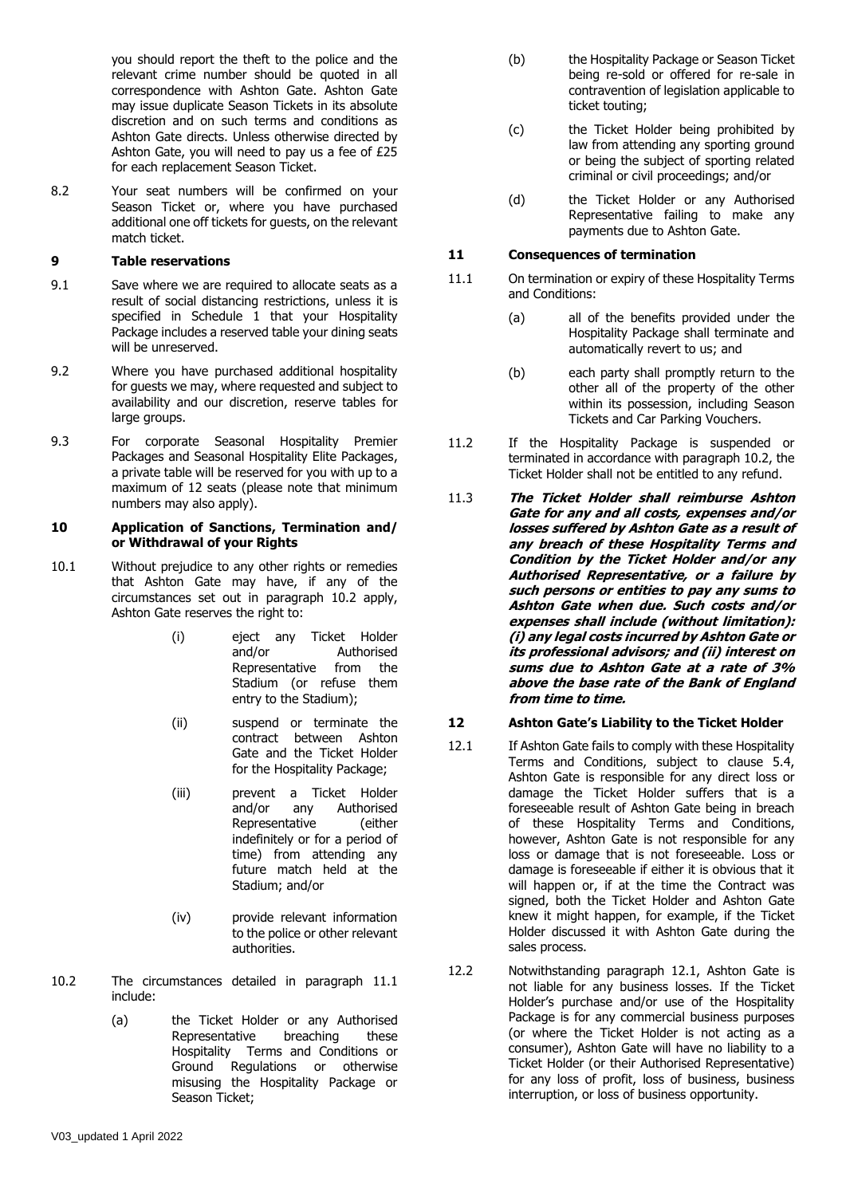you should report the theft to the police and the relevant crime number should be quoted in all correspondence with Ashton Gate. Ashton Gate may issue duplicate Season Tickets in its absolute discretion and on such terms and conditions as Ashton Gate directs. Unless otherwise directed by Ashton Gate, you will need to pay us a fee of £25 for each replacement Season Ticket.

8.2 Your seat numbers will be confirmed on your Season Ticket or, where you have purchased additional one off tickets for guests, on the relevant match ticket.

## 9 Table reservations

9.1 Save where we are required to allocate seats as a result of social distancing restrictions, unless it is specified in Schedule 1 that your Hospitality Package includes a reserved table your dining seats will be unreserved.

9.2 Where you have purchased additional hospitality for guests we may, where requested and subject to availability and our discretion, reserve tables for large groups.

9.3 For corporate Seasonal Hospitality Premier Packages and Seasonal Hospitality Elite Packages, a private table will be reserved for you with up to a maximum of 12 seats (please note that minimum numbers may also apply).

## 10 Application of Sanctions, Termination and/ or Withdrawal of your Rights

10.1 Without prejudice to any other rights or remedies that Ashton Gate may have, if any of the circumstances set out in paragraph 10.2 apply, Ashton Gate reserves the right to:

(i) eject any Ticket Holder and/or Authorised Representative from the Stadium (or refuse them entry to the Stadium);

(ii) suspend or terminate the contract between Ashton Gate and the Ticket Holder for the Hospitality Package;

(iii) prevent a Ticket Holder and/or any Authorised Representative (either indefinitely or for a period of time) from attending any future match held at the Stadium; and/or

(iv) provide relevant information to the police or other relevant authorities.

10.2 The circumstances detailed in paragraph 11.1 include:

(a) the Ticket Holder or any Authorised Representative breaching these Hospitality Terms and Conditions or Ground Regulations or otherwise misusing the Hospitality Package or Season Ticket;

(b) the Hospitality Package or Season Ticket being re-sold or offered for re-sale in contravention of legislation applicable to ticket touting;

(c) the Ticket Holder being prohibited by law from attending any sporting ground or being the subject of sporting related criminal or civil proceedings; and/or

(d) the Ticket Holder or any Authorised Representative failing to make any payments due to Ashton Gate.

## 11 Consequences of termination

11.1 On termination or expiry of these Hospitality Terms and Conditions:

(a) all of the benefits provided under the Hospitality Package shall terminate and automatically revert to us; and

(b) each party shall promptly return to the other all of the property of the other within its possession, including Season Tickets and Car Parking Vouchers.

11.2 If the Hospitality Package is suspended or terminated in accordance with paragraph 10.2, the Ticket Holder shall not be entitled to any refund.

11.3 ***The Ticket Holder shall reimburse Ashton Gate for any and all costs, expenses and/or losses suffered by Ashton Gate as a result of any breach of these Hospitality Terms and Condition by the Ticket Holder and/or any Authorised Representative, or a failure by such persons or entities to pay any sums to Ashton Gate when due. Such costs and/or expenses shall include (without limitation): (i) any legal costs incurred by Ashton Gate or its professional advisors; and (ii) interest on sums due to Ashton Gate at a rate of 3% above the base rate of the Bank of England from time to time.***

## 12 Ashton Gate's Liability to the Ticket Holder

12.1 If Ashton Gate fails to comply with these Hospitality Terms and Conditions, subject to clause 5.4, Ashton Gate is responsible for any direct loss or damage the Ticket Holder suffers that is a foreseeable result of Ashton Gate being in breach of these Hospitality Terms and Conditions, however, Ashton Gate is not responsible for any loss or damage that is not foreseeable. Loss or damage is foreseeable if either it is obvious that it will happen or, if at the time the Contract was signed, both the Ticket Holder and Ashton Gate knew it might happen, for example, if the Ticket Holder discussed it with Ashton Gate during the sales process.

12.2 Notwithstanding paragraph 12.1, Ashton Gate is not liable for any business losses. If the Ticket Holder's purchase and/or use of the Hospitality Package is for any commercial business purposes (or where the Ticket Holder is not acting as a consumer), Ashton Gate will have no liability to a Ticket Holder (or their Authorised Representative) for any loss of profit, loss of business, business interruption, or loss of business opportunity.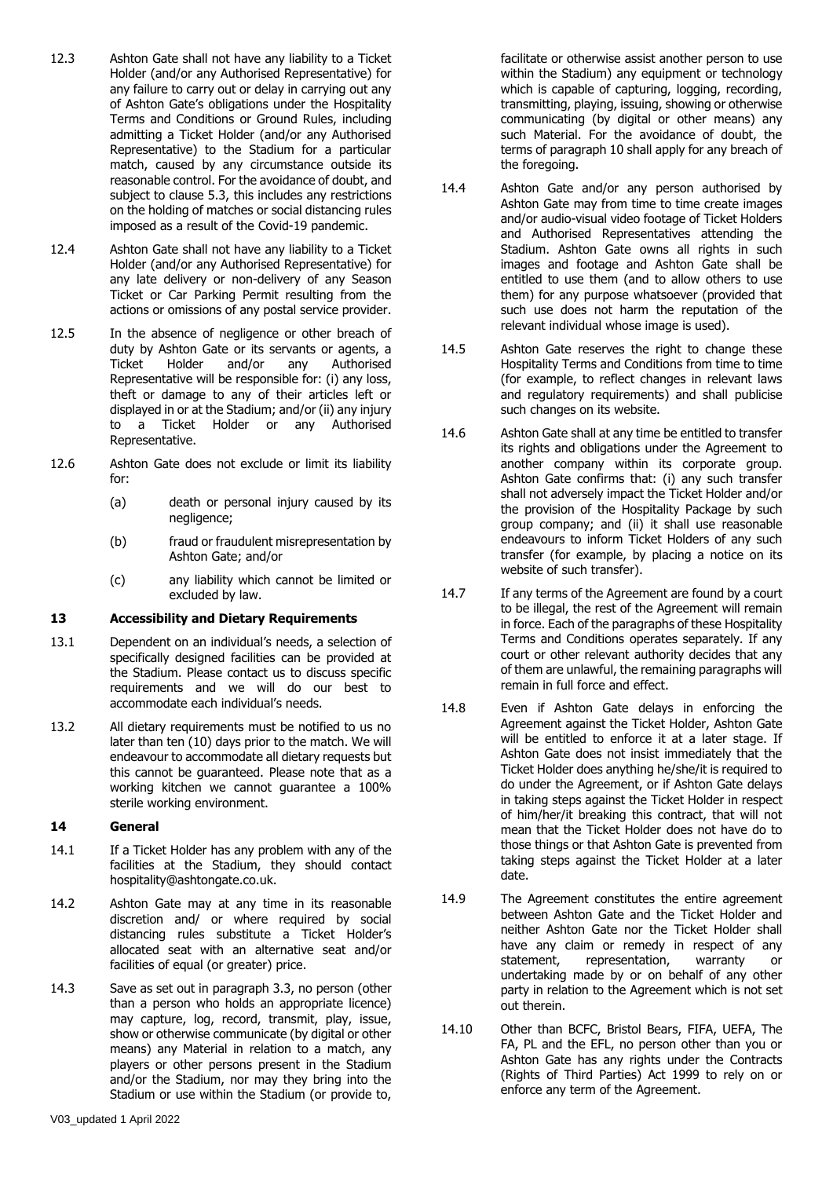12.3 Ashton Gate shall not have any liability to a Ticket Holder (and/or any Authorised Representative) for any failure to carry out or delay in carrying out any of Ashton Gate's obligations under the Hospitality Terms and Conditions or Ground Rules, including admitting a Ticket Holder (and/or any Authorised Representative) to the Stadium for a particular match, caused by any circumstance outside its reasonable control. For the avoidance of doubt, and subject to clause 5.3, this includes any restrictions on the holding of matches or social distancing rules imposed as a result of the Covid-19 pandemic.

12.4 Ashton Gate shall not have any liability to a Ticket Holder (and/or any Authorised Representative) for any late delivery or non-delivery of any Season Ticket or Car Parking Permit resulting from the actions or omissions of any postal service provider.

12.5 In the absence of negligence or other breach of duty by Ashton Gate or its servants or agents, a Ticket Holder and/or any Authorised Representative will be responsible for: (i) any loss, theft or damage to any of their articles left or displayed in or at the Stadium; and/or (ii) any injury to a Ticket Holder or any Authorised Representative.

12.6 Ashton Gate does not exclude or limit its liability for:

(a) death or personal injury caused by its negligence;

(b) fraud or fraudulent misrepresentation by Ashton Gate; and/or

(c) any liability which cannot be limited or excluded by law.

## 13 Accessibility and Dietary Requirements

13.1 Dependent on an individual's needs, a selection of specifically designed facilities can be provided at the Stadium. Please contact us to discuss specific requirements and we will do our best to accommodate each individual's needs.

13.2 All dietary requirements must be notified to us no later than ten (10) days prior to the match. We will endeavour to accommodate all dietary requests but this cannot be guaranteed. Please note that as a working kitchen we cannot guarantee a 100% sterile working environment.

## 14 General

14.1 If a Ticket Holder has any problem with any of the facilities at the Stadium, they should contact hospitality@ashtongate.co.uk.

14.2 Ashton Gate may at any time in its reasonable discretion and/ or where required by social distancing rules substitute a Ticket Holder's allocated seat with an alternative seat and/or facilities of equal (or greater) price.

14.3 Save as set out in paragraph 3.3, no person (other than a person who holds an appropriate licence) may capture, log, record, transmit, play, issue, show or otherwise communicate (by digital or other means) any Material in relation to a match, any players or other persons present in the Stadium and/or the Stadium, nor may they bring into the Stadium or use within the Stadium (or provide to, facilitate or otherwise assist another person to use within the Stadium) any equipment or technology which is capable of capturing, logging, recording, transmitting, playing, issuing, showing or otherwise communicating (by digital or other means) any such Material. For the avoidance of doubt, the terms of paragraph 10 shall apply for any breach of the foregoing.

14.4 Ashton Gate and/or any person authorised by Ashton Gate may from time to time create images and/or audio-visual video footage of Ticket Holders and Authorised Representatives attending the Stadium. Ashton Gate owns all rights in such images and footage and Ashton Gate shall be entitled to use them (and to allow others to use them) for any purpose whatsoever (provided that such use does not harm the reputation of the relevant individual whose image is used).

14.5 Ashton Gate reserves the right to change these Hospitality Terms and Conditions from time to time (for example, to reflect changes in relevant laws and regulatory requirements) and shall publicise such changes on its website.

14.6 Ashton Gate shall at any time be entitled to transfer its rights and obligations under the Agreement to another company within its corporate group. Ashton Gate confirms that: (i) any such transfer shall not adversely impact the Ticket Holder and/or the provision of the Hospitality Package by such group company; and (ii) it shall use reasonable endeavours to inform Ticket Holders of any such transfer (for example, by placing a notice on its website of such transfer).

14.7 If any terms of the Agreement are found by a court to be illegal, the rest of the Agreement will remain in force. Each of the paragraphs of these Hospitality Terms and Conditions operates separately. If any court or other relevant authority decides that any of them are unlawful, the remaining paragraphs will remain in full force and effect.

14.8 Even if Ashton Gate delays in enforcing the Agreement against the Ticket Holder, Ashton Gate will be entitled to enforce it at a later stage. If Ashton Gate does not insist immediately that the Ticket Holder does anything he/she/it is required to do under the Agreement, or if Ashton Gate delays in taking steps against the Ticket Holder in respect of him/her/it breaking this contract, that will not mean that the Ticket Holder does not have do to those things or that Ashton Gate is prevented from taking steps against the Ticket Holder at a later date.

14.9 The Agreement constitutes the entire agreement between Ashton Gate and the Ticket Holder and neither Ashton Gate nor the Ticket Holder shall have any claim or remedy in respect of any statement, representation, warranty or undertaking made by or on behalf of any other party in relation to the Agreement which is not set out therein.

14.10 Other than BCFC, Bristol Bears, FIFA, UEFA, The FA, PL and the EFL, no person other than you or Ashton Gate has any rights under the Contracts (Rights of Third Parties) Act 1999 to rely on or enforce any term of the Agreement.

V03_updated 1 April 2022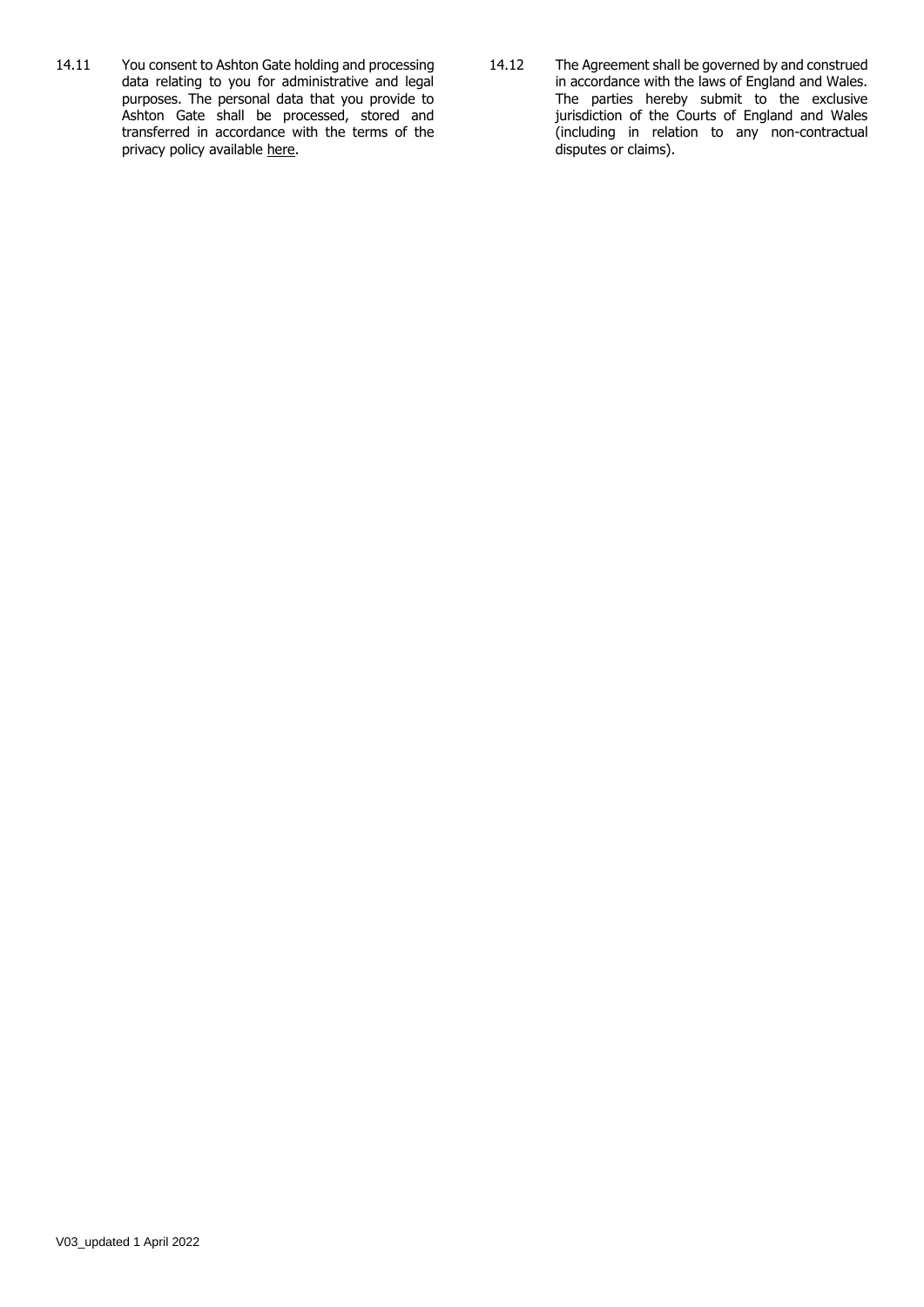14.11 You consent to Ashton Gate holding and processing data relating to you for administrative and legal purposes. The personal data that you provide to Ashton Gate shall be processed, stored and transferred in accordance with the terms of the privacy policy available here.

14.12 The Agreement shall be governed by and construed in accordance with the laws of England and Wales. The parties hereby submit to the exclusive jurisdiction of the Courts of England and Wales (including in relation to any non-contractual disputes or claims).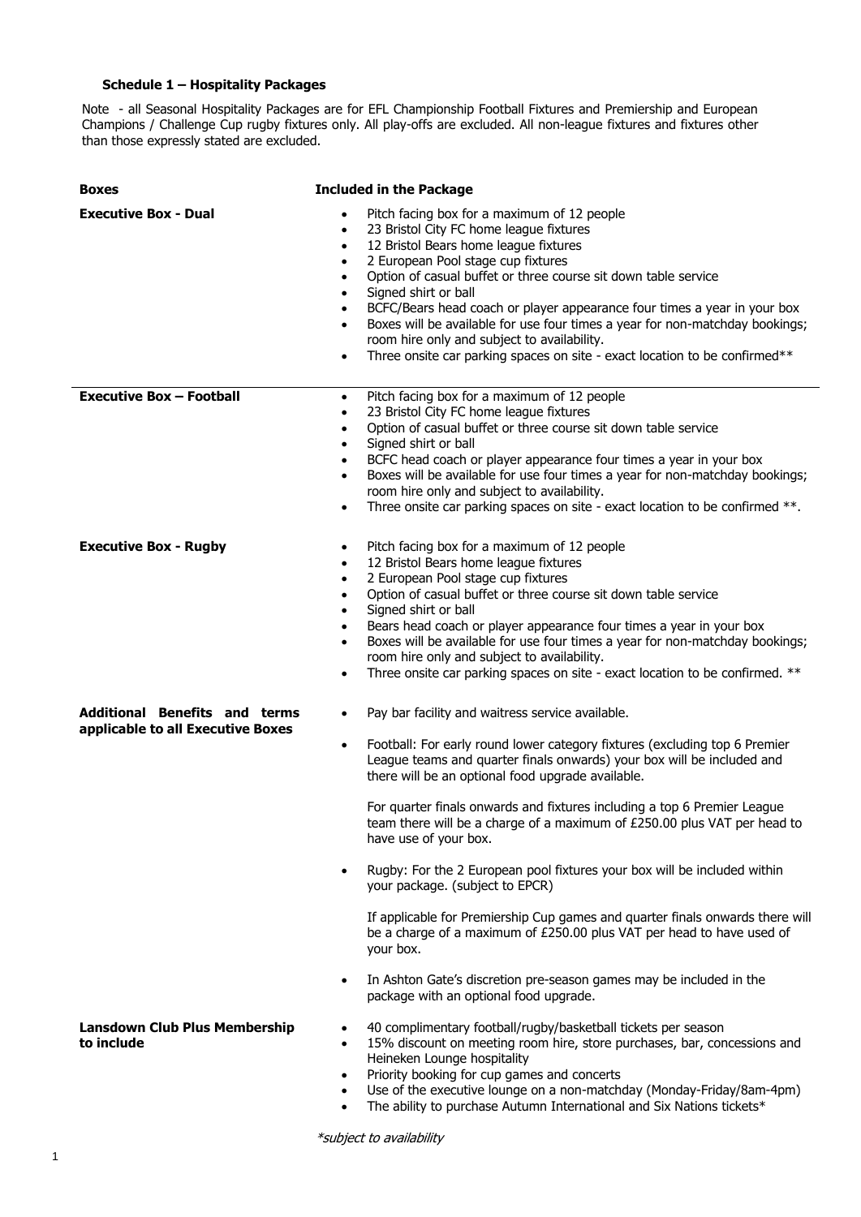### Schedule 1 – Hospitality Packages

Note - all Seasonal Hospitality Packages are for EFL Championship Football Fixtures and Premiership and European Champions / Challenge Cup rugby fixtures only. All play-offs are excluded. All non-league fixtures and fixtures other than those expressly stated are excluded.

| **Boxes** | **Included in the Package** |
|---|---|
| **Executive Box - Dual** | • Pitch facing box for a maximum of 12 people<br>• 23 Bristol City FC home league fixtures<br>• 12 Bristol Bears home league fixtures<br>• 2 European Pool stage cup fixtures<br>• Option of casual buffet or three course sit down table service<br>• Signed shirt or ball<br>• BCFC/Bears head coach or player appearance four times a year in your box<br>• Boxes will be available for use four times a year for non-matchday bookings; room hire only and subject to availability.<br>• Three onsite car parking spaces on site - exact location to be confirmed** |
| **Executive Box – Football** | • Pitch facing box for a maximum of 12 people<br>• 23 Bristol City FC home league fixtures<br>• Option of casual buffet or three course sit down table service<br>• Signed shirt or ball<br>• BCFC head coach or player appearance four times a year in your box<br>• Boxes will be available for use four times a year for non-matchday bookings; room hire only and subject to availability.<br>• Three onsite car parking spaces on site - exact location to be confirmed **. |
| **Executive Box - Rugby** | • Pitch facing box for a maximum of 12 people<br>• 12 Bristol Bears home league fixtures<br>• 2 European Pool stage cup fixtures<br>• Option of casual buffet or three course sit down table service<br>• Signed shirt or ball<br>• Bears head coach or player appearance four times a year in your box<br>• Boxes will be available for use four times a year for non-matchday bookings; room hire only and subject to availability.<br>• Three onsite car parking spaces on site - exact location to be confirmed. ** |
| **Additional Benefits and terms applicable to all Executive Boxes** | • Pay bar facility and waitress service available.<br>• Football: For early round lower category fixtures (excluding top 6 Premier League teams and quarter finals onwards) your box will be included and there will be an optional food upgrade available.<br><br>For quarter finals onwards and fixtures including a top 6 Premier League team there will be a charge of a maximum of £250.00 plus VAT per head to have use of your box.<br>• Rugby: For the 2 European pool fixtures your box will be included within your package. (subject to EPCR)<br><br>If applicable for Premiership Cup games and quarter finals onwards there will be a charge of a maximum of £250.00 plus VAT per head to have used of your box.<br>• In Ashton Gate's discretion pre-season games may be included in the package with an optional food upgrade. |
| **Lansdown Club Plus Membership to include** | • 40 complimentary football/rugby/basketball tickets per season<br>• 15% discount on meeting room hire, store purchases, bar, concessions and Heineken Lounge hospitality<br>• Priority booking for cup games and concerts<br>• Use of the executive lounge on a non-matchday (Monday-Friday/8am-4pm)<br>• The ability to purchase Autumn International and Six Nations tickets* |

*\*subject to availability*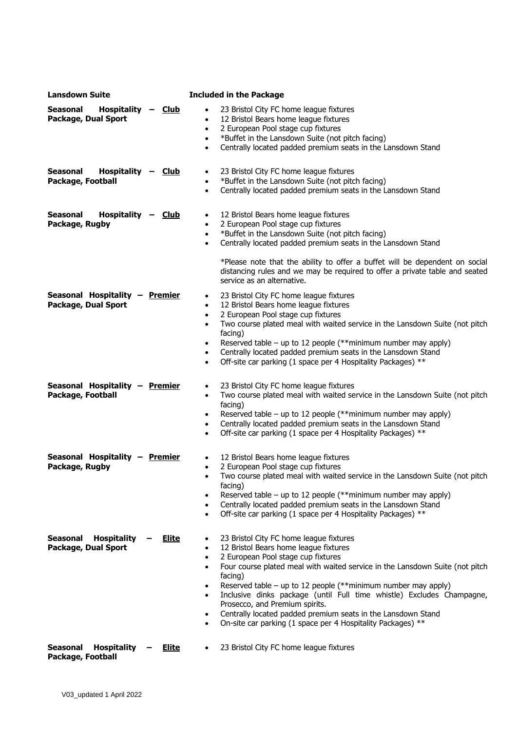| Lansdown Suite | Included in the Package |
|---|---|
| **Seasonal Hospitality – <u>Club</u> Package, Dual Sport** | • 23 Bristol City FC home league fixtures<br>• 12 Bristol Bears home league fixtures<br>• 2 European Pool stage cup fixtures<br>• *Buffet in the Lansdown Suite (not pitch facing)<br>• Centrally located padded premium seats in the Lansdown Stand |
| **Seasonal Hospitality – <u>Club</u> Package, Football** | • 23 Bristol City FC home league fixtures<br>• *Buffet in the Lansdown Suite (not pitch facing)<br>• Centrally located padded premium seats in the Lansdown Stand |
| **Seasonal Hospitality – <u>Club</u> Package, Rugby** | • 12 Bristol Bears home league fixtures<br>• 2 European Pool stage cup fixtures<br>• *Buffet in the Lansdown Suite (not pitch facing)<br>• Centrally located padded premium seats in the Lansdown Stand<br><br>*Please note that the ability to offer a buffet will be dependent on social distancing rules and we may be required to offer a private table and seated service as an alternative. |
| **Seasonal Hospitality – <u>Premier</u> Package, Dual Sport** | • 23 Bristol City FC home league fixtures<br>• 12 Bristol Bears home league fixtures<br>• 2 European Pool stage cup fixtures<br>• Two course plated meal with waited service in the Lansdown Suite (not pitch facing)<br>• Reserved table – up to 12 people (**minimum number may apply)<br>• Centrally located padded premium seats in the Lansdown Stand<br>• Off-site car parking (1 space per 4 Hospitality Packages) ** |
| **Seasonal Hospitality – <u>Premier</u> Package, Football** | • 23 Bristol City FC home league fixtures<br>• Two course plated meal with waited service in the Lansdown Suite (not pitch facing)<br>• Reserved table – up to 12 people (**minimum number may apply)<br>• Centrally located padded premium seats in the Lansdown Stand<br>• Off-site car parking (1 space per 4 Hospitality Packages) ** |
| **Seasonal Hospitality – <u>Premier</u> Package, Rugby** | • 12 Bristol Bears home league fixtures<br>• 2 European Pool stage cup fixtures<br>• Two course plated meal with waited service in the Lansdown Suite (not pitch facing)<br>• Reserved table – up to 12 people (**minimum number may apply)<br>• Centrally located padded premium seats in the Lansdown Stand<br>• Off-site car parking (1 space per 4 Hospitality Packages) ** |
| **Seasonal Hospitality – <u>Elite</u> Package, Dual Sport** | • 23 Bristol City FC home league fixtures<br>• 12 Bristol Bears home league fixtures<br>• 2 European Pool stage cup fixtures<br>• Four course plated meal with waited service in the Lansdown Suite (not pitch facing)<br>• Reserved table – up to 12 people (**minimum number may apply)<br>• Inclusive dinks package (until Full time whistle) Excludes Champagne, Prosecco, and Premium spirits.<br>• Centrally located padded premium seats in the Lansdown Stand<br>• On-site car parking (1 space per 4 Hospitality Packages) ** |
| **Seasonal Hospitality – <u>Elite</u> Package, Football** | • 23 Bristol City FC home league fixtures |

V03_updated 1 April 2022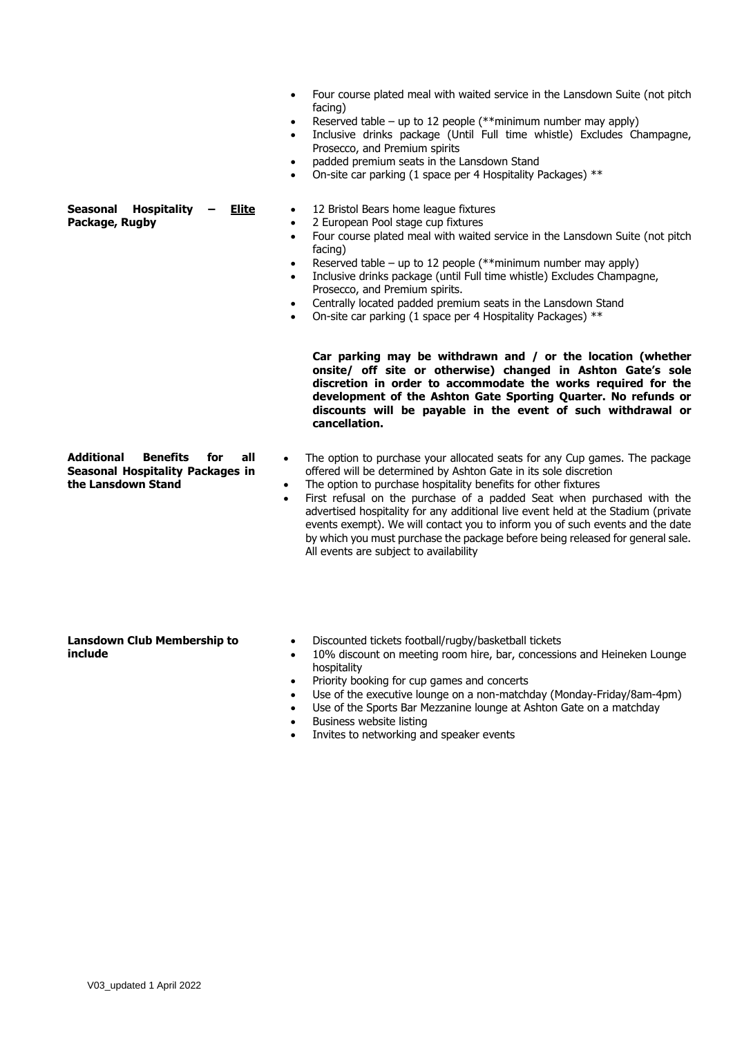- Four course plated meal with waited service in the Lansdown Suite (not pitch facing)
- Reserved table – up to 12 people (**minimum number may apply)
- Inclusive drinks package (Until Full time whistle) Excludes Champagne, Prosecco, and Premium spirits
- padded premium seats in the Lansdown Stand
- On-site car parking (1 space per 4 Hospitality Packages) **

**Seasonal Hospitality – <u>Elite</u> Package, Rugby**

- 12 Bristol Bears home league fixtures
- 2 European Pool stage cup fixtures
- Four course plated meal with waited service in the Lansdown Suite (not pitch facing)
- Reserved table – up to 12 people (**minimum number may apply)
- Inclusive drinks package (until Full time whistle) Excludes Champagne, Prosecco, and Premium spirits.
- Centrally located padded premium seats in the Lansdown Stand
- On-site car parking (1 space per 4 Hospitality Packages) **

**Car parking may be withdrawn and / or the location (whether onsite/ off site or otherwise) changed in Ashton Gate's sole discretion in order to accommodate the works required for the development of the Ashton Gate Sporting Quarter. No refunds or discounts will be payable in the event of such withdrawal or cancellation.**

**Additional Benefits for all Seasonal Hospitality Packages in the Lansdown Stand**

- The option to purchase your allocated seats for any Cup games. The package offered will be determined by Ashton Gate in its sole discretion
- The option to purchase hospitality benefits for other fixtures
- First refusal on the purchase of a padded Seat when purchased with the advertised hospitality for any additional live event held at the Stadium (private events exempt). We will contact you to inform you of such events and the date by which you must purchase the package before being released for general sale. All events are subject to availability

**Lansdown Club Membership to include**

- Discounted tickets football/rugby/basketball tickets
- 10% discount on meeting room hire, bar, concessions and Heineken Lounge hospitality
- Priority booking for cup games and concerts
- Use of the executive lounge on a non-matchday (Monday-Friday/8am-4pm)
- Use of the Sports Bar Mezzanine lounge at Ashton Gate on a matchday
- Business website listing
- Invites to networking and speaker events

V03_updated 1 April 2022